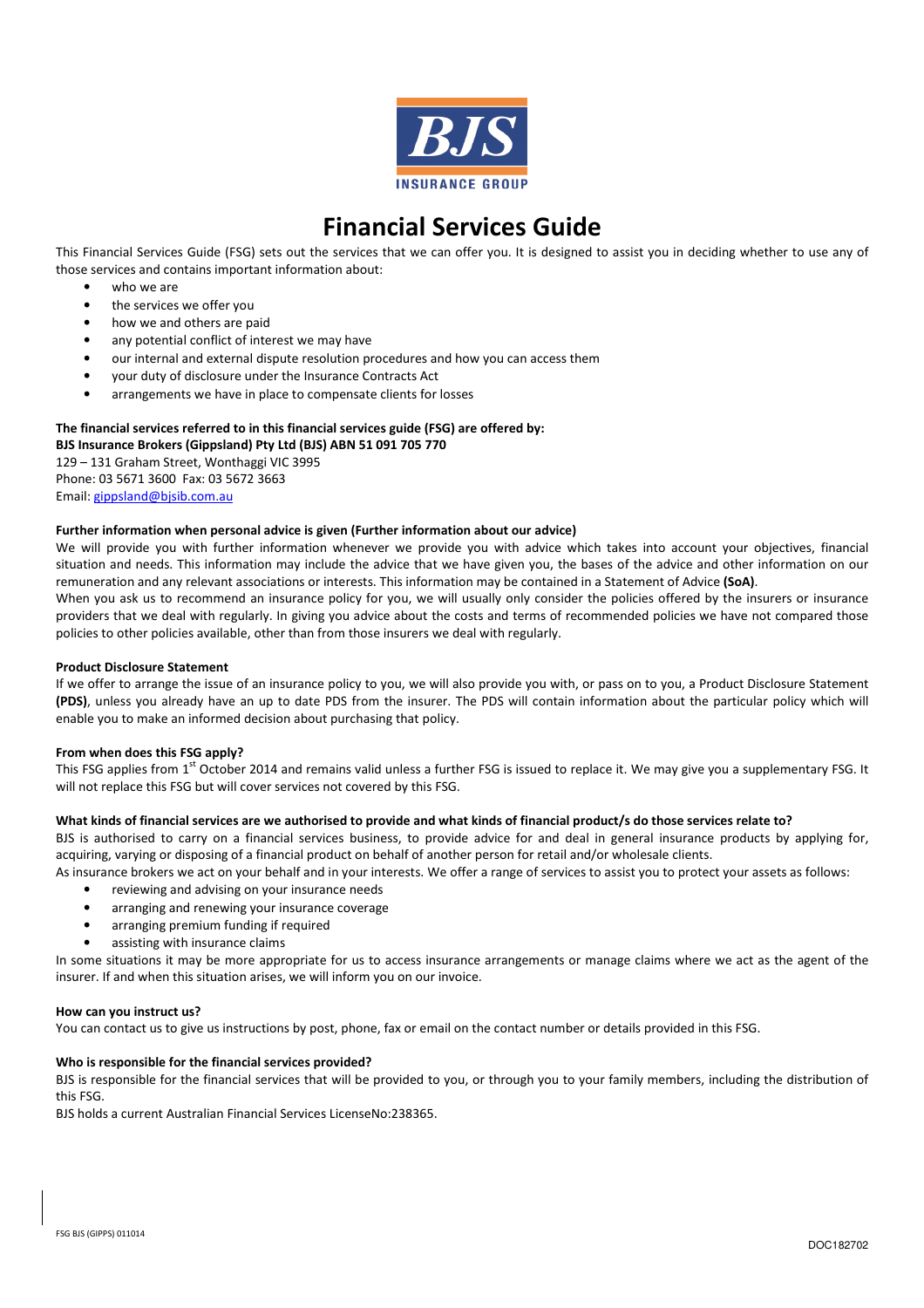# Financial Services Guide

This Financial Services Guide (FSG) sets out the services that we can offer you. It is designed to assist you in deciding whether to use any of those services and contains important information about:

- who we are
- the services we offer you
- how we and others are paid
- any potential conflict of interest we may have
- our internal and external dispute resolution procedures and how you can access them
- your duty of disclosure under the Insurance Contracts Act
- arrangements we have in place to compensate clients for losses

**The financial services referred to in this financial services guide (FSG) are offered by:**
**BJS Insurance Brokers (Gippsland) Pty Ltd (BJS) ABN 51 091 705 770**
129 – 131 Graham Street, Wonthaggi VIC 3995
Phone: 03 5671 3600 Fax: 03 5672 3663
Email: gippsland@bjsib.com.au

**Further information when personal advice is given (Further information about our advice)**

We will provide you with further information whenever we provide you with advice which takes into account your objectives, financial situation and needs. This information may include the advice that we have given you, the bases of the advice and other information on our remuneration and any relevant associations or interests. This information may be contained in a Statement of Advice **(SoA)**.

When you ask us to recommend an insurance policy for you, we will usually only consider the policies offered by the insurers or insurance providers that we deal with regularly. In giving you advice about the costs and terms of recommended policies we have not compared those policies to other policies available, other than from those insurers we deal with regularly.

**Product Disclosure Statement**

If we offer to arrange the issue of an insurance policy to you, we will also provide you with, or pass on to you, a Product Disclosure Statement **(PDS)**, unless you already have an up to date PDS from the insurer. The PDS will contain information about the particular policy which will enable you to make an informed decision about purchasing that policy.

**From when does this FSG apply?**

This FSG applies from 1st October 2014 and remains valid unless a further FSG is issued to replace it. We may give you a supplementary FSG. It will not replace this FSG but will cover services not covered by this FSG.

**What kinds of financial services are we authorised to provide and what kinds of financial product/s do those services relate to?**

BJS is authorised to carry on a financial services business, to provide advice for and deal in general insurance products by applying for, acquiring, varying or disposing of a financial product on behalf of another person for retail and/or wholesale clients.

As insurance brokers we act on your behalf and in your interests. We offer a range of services to assist you to protect your assets as follows:

- reviewing and advising on your insurance needs
- arranging and renewing your insurance coverage
- arranging premium funding if required
- assisting with insurance claims

In some situations it may be more appropriate for us to access insurance arrangements or manage claims where we act as the agent of the insurer. If and when this situation arises, we will inform you on our invoice.

**How can you instruct us?**

You can contact us to give us instructions by post, phone, fax or email on the contact number or details provided in this FSG.

**Who is responsible for the financial services provided?**

BJS is responsible for the financial services that will be provided to you, or through you to your family members, including the distribution of this FSG.

BJS holds a current Australian Financial Services LicenseNo:238365.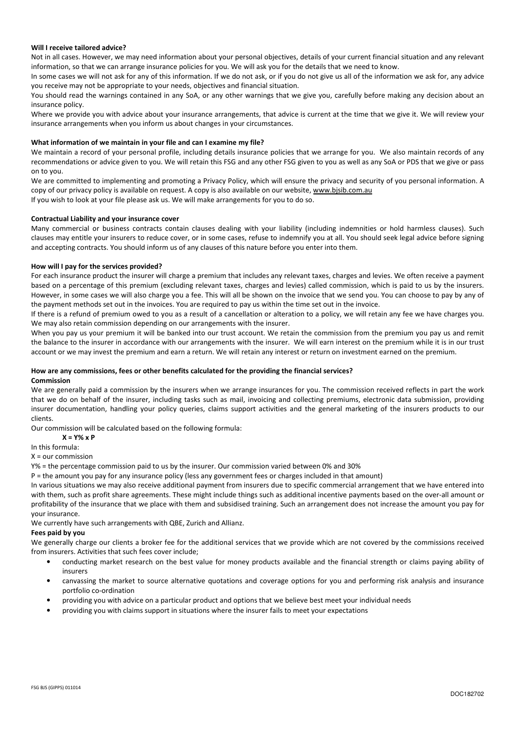**Will I receive tailored advice?**

Not in all cases. However, we may need information about your personal objectives, details of your current financial situation and any relevant information, so that we can arrange insurance policies for you. We will ask you for the details that we need to know.

In some cases we will not ask for any of this information. If we do not ask, or if you do not give us all of the information we ask for, any advice you receive may not be appropriate to your needs, objectives and financial situation.

You should read the warnings contained in any SoA, or any other warnings that we give you, carefully before making any decision about an insurance policy.

Where we provide you with advice about your insurance arrangements, that advice is current at the time that we give it. We will review your insurance arrangements when you inform us about changes in your circumstances.

**What information of we maintain in your file and can I examine my file?**

We maintain a record of your personal profile, including details insurance policies that we arrange for you. We also maintain records of any recommendations or advice given to you. We will retain this FSG and any other FSG given to you as well as any SoA or PDS that we give or pass on to you.

We are committed to implementing and promoting a Privacy Policy, which will ensure the privacy and security of you personal information. A copy of our privacy policy is available on request. A copy is also available on our website, www.bjsib.com.au

If you wish to look at your file please ask us. We will make arrangements for you to do so.

**Contractual Liability and your insurance cover**

Many commercial or business contracts contain clauses dealing with your liability (including indemnities or hold harmless clauses). Such clauses may entitle your insurers to reduce cover, or in some cases, refuse to indemnify you at all. You should seek legal advice before signing and accepting contracts. You should inform us of any clauses of this nature before you enter into them.

**How will I pay for the services provided?**

For each insurance product the insurer will charge a premium that includes any relevant taxes, charges and levies. We often receive a payment based on a percentage of this premium (excluding relevant taxes, charges and levies) called commission, which is paid to us by the insurers. However, in some cases we will also charge you a fee. This will all be shown on the invoice that we send you. You can choose to pay by any of the payment methods set out in the invoices. You are required to pay us within the time set out in the invoice.

If there is a refund of premium owed to you as a result of a cancellation or alteration to a policy, we will retain any fee we have charges you. We may also retain commission depending on our arrangements with the insurer.

When you pay us your premium it will be banked into our trust account. We retain the commission from the premium you pay us and remit the balance to the insurer in accordance with our arrangements with the insurer. We will earn interest on the premium while it is in our trust account or we may invest the premium and earn a return. We will retain any interest or return on investment earned on the premium.

**How are any commissions, fees or other benefits calculated for the providing the financial services?**

**Commission**

We are generally paid a commission by the insurers when we arrange insurances for you. The commission received reflects in part the work that we do on behalf of the insurer, including tasks such as mail, invoicing and collecting premiums, electronic data submission, providing insurer documentation, handling your policy queries, claims support activities and the general marketing of the insurers products to our clients.

Our commission will be calculated based on the following formula:

$$X = Y\% \times P$$

In this formula:

X = our commission

Y% = the percentage commission paid to us by the insurer. Our commission varied between 0% and 30%

P = the amount you pay for any insurance policy (less any government fees or charges included in that amount)

In various situations we may also receive additional payment from insurers due to specific commercial arrangement that we have entered into with them, such as profit share agreements. These might include things such as additional incentive payments based on the over-all amount or profitability of the insurance that we place with them and subsidised training. Such an arrangement does not increase the amount you pay for your insurance.

We currently have such arrangements with QBE, Zurich and Allianz.

**Fees paid by you**

We generally charge our clients a broker fee for the additional services that we provide which are not covered by the commissions received from insurers. Activities that such fees cover include;

- conducting market research on the best value for money products available and the financial strength or claims paying ability of insurers
- canvassing the market to source alternative quotations and coverage options for you and performing risk analysis and insurance portfolio co-ordination
- providing you with advice on a particular product and options that we believe best meet your individual needs
- providing you with claims support in situations where the insurer fails to meet your expectations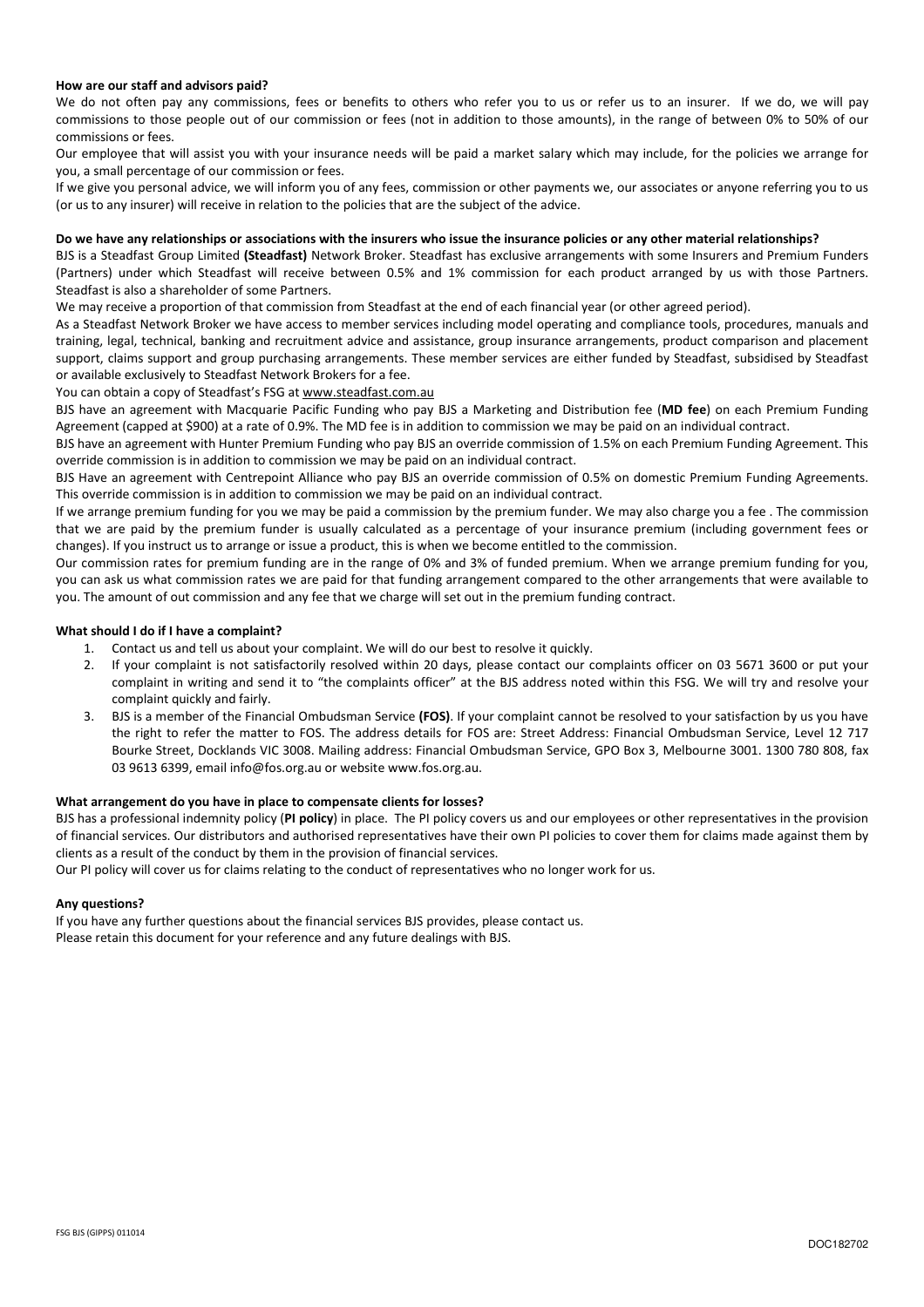**How are our staff and advisors paid?**

We do not often pay any commissions, fees or benefits to others who refer you to us or refer us to an insurer. If we do, we will pay commissions to those people out of our commission or fees (not in addition to those amounts), in the range of between 0% to 50% of our commissions or fees.

Our employee that will assist you with your insurance needs will be paid a market salary which may include, for the policies we arrange for you, a small percentage of our commission or fees.

If we give you personal advice, we will inform you of any fees, commission or other payments we, our associates or anyone referring you to us (or us to any insurer) will receive in relation to the policies that are the subject of the advice.

**Do we have any relationships or associations with the insurers who issue the insurance policies or any other material relationships?**

BJS is a Steadfast Group Limited **(Steadfast)** Network Broker. Steadfast has exclusive arrangements with some Insurers and Premium Funders (Partners) under which Steadfast will receive between 0.5% and 1% commission for each product arranged by us with those Partners. Steadfast is also a shareholder of some Partners.

We may receive a proportion of that commission from Steadfast at the end of each financial year (or other agreed period).

As a Steadfast Network Broker we have access to member services including model operating and compliance tools, procedures, manuals and training, legal, technical, banking and recruitment advice and assistance, group insurance arrangements, product comparison and placement support, claims support and group purchasing arrangements. These member services are either funded by Steadfast, subsidised by Steadfast or available exclusively to Steadfast Network Brokers for a fee.

You can obtain a copy of Steadfast's FSG at www.steadfast.com.au

BJS have an agreement with Macquarie Pacific Funding who pay BJS a Marketing and Distribution fee (**MD fee**) on each Premium Funding Agreement (capped at $900) at a rate of 0.9%. The MD fee is in addition to commission we may be paid on an individual contract.

BJS have an agreement with Hunter Premium Funding who pay BJS an override commission of 1.5% on each Premium Funding Agreement. This override commission is in addition to commission we may be paid on an individual contract.

BJS Have an agreement with Centrepoint Alliance who pay BJS an override commission of 0.5% on domestic Premium Funding Agreements. This override commission is in addition to commission we may be paid on an individual contract.

If we arrange premium funding for you we may be paid a commission by the premium funder. We may also charge you a fee . The commission that we are paid by the premium funder is usually calculated as a percentage of your insurance premium (including government fees or changes). If you instruct us to arrange or issue a product, this is when we become entitled to the commission.

Our commission rates for premium funding are in the range of 0% and 3% of funded premium. When we arrange premium funding for you, you can ask us what commission rates we are paid for that funding arrangement compared to the other arrangements that were available to you. The amount of out commission and any fee that we charge will set out in the premium funding contract.

**What should I do if I have a complaint?**

1. Contact us and tell us about your complaint. We will do our best to resolve it quickly.
2. If your complaint is not satisfactorily resolved within 20 days, please contact our complaints officer on 03 5671 3600 or put your complaint in writing and send it to "the complaints officer" at the BJS address noted within this FSG. We will try and resolve your complaint quickly and fairly.
3. BJS is a member of the Financial Ombudsman Service **(FOS)**. If your complaint cannot be resolved to your satisfaction by us you have the right to refer the matter to FOS. The address details for FOS are: Street Address: Financial Ombudsman Service, Level 12 717 Bourke Street, Docklands VIC 3008. Mailing address: Financial Ombudsman Service, GPO Box 3, Melbourne 3001. 1300 780 808, fax 03 9613 6399, email info@fos.org.au or website www.fos.org.au.

**What arrangement do you have in place to compensate clients for losses?**

BJS has a professional indemnity policy (**PI policy**) in place. The PI policy covers us and our employees or other representatives in the provision of financial services. Our distributors and authorised representatives have their own PI policies to cover them for claims made against them by clients as a result of the conduct by them in the provision of financial services.

Our PI policy will cover us for claims relating to the conduct of representatives who no longer work for us.

**Any questions?**

If you have any further questions about the financial services BJS provides, please contact us.

Please retain this document for your reference and any future dealings with BJS.

FSG BJS (GIPPS) 011014

DOC182702